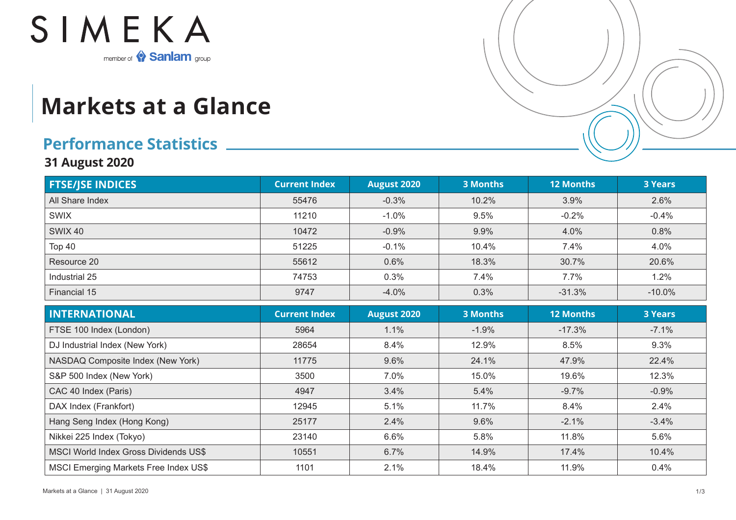SIMEKA

member of Sanlam group

# Markets at a Glance

## Performance Statistics

**31 August 2020**

| FTSE/JSE INDICES | Current Index | August 2020 | 3 Months | 12 Months | 3 Years |
|---|---|---|---|---|---|
| All Share Index | 55476 | -0.3% | 10.2% | 3.9% | 2.6% |
| SWIX | 11210 | -1.0% | 9.5% | -0.2% | -0.4% |
| SWIX 40 | 10472 | -0.9% | 9.9% | 4.0% | 0.8% |
| Top 40 | 51225 | -0.1% | 10.4% | 7.4% | 4.0% |
| Resource 20 | 55612 | 0.6% | 18.3% | 30.7% | 20.6% |
| Industrial 25 | 74753 | 0.3% | 7.4% | 7.7% | 1.2% |
| Financial 15 | 9747 | -4.0% | 0.3% | -31.3% | -10.0% |

| INTERNATIONAL | Current Index | August 2020 | 3 Months | 12 Months | 3 Years |
|---|---|---|---|---|---|
| FTSE 100 Index (London) | 5964 | 1.1% | -1.9% | -17.3% | -7.1% |
| DJ Industrial Index (New York) | 28654 | 8.4% | 12.9% | 8.5% | 9.3% |
| NASDAQ Composite Index (New York) | 11775 | 9.6% | 24.1% | 47.9% | 22.4% |
| S&P 500 Index (New York) | 3500 | 7.0% | 15.0% | 19.6% | 12.3% |
| CAC 40 Index (Paris) | 4947 | 3.4% | 5.4% | -9.7% | -0.9% |
| DAX Index (Frankfort) | 12945 | 5.1% | 11.7% | 8.4% | 2.4% |
| Hang Seng Index (Hong Kong) | 25177 | 2.4% | 9.6% | -2.1% | -3.4% |
| Nikkei 225 Index (Tokyo) | 23140 | 6.6% | 5.8% | 11.8% | 5.6% |
| MSCI World Index Gross Dividends US$ | 10551 | 6.7% | 14.9% | 17.4% | 10.4% |
| MSCI Emerging Markets Free Index US$ | 1101 | 2.1% | 18.4% | 11.9% | 0.4% |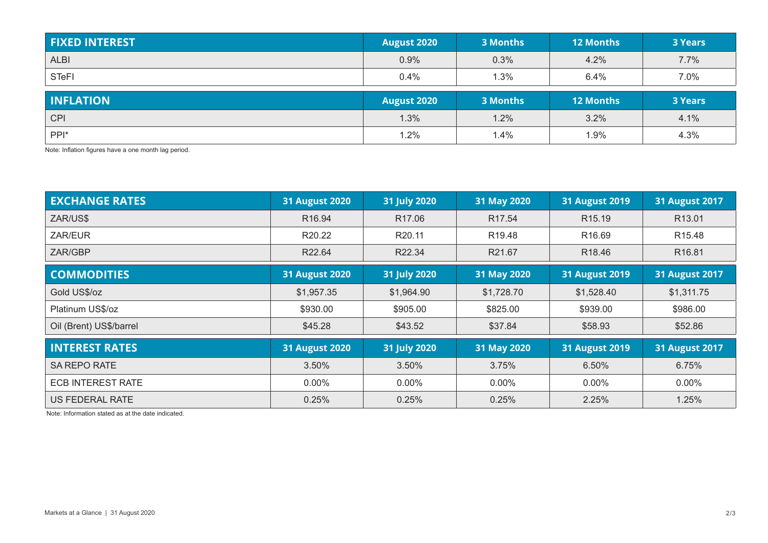| FIXED INTEREST | August 2020 | 3 Months | 12 Months | 3 Years |
|---|---|---|---|---|
| ALBI | 0.9% | 0.3% | 4.2% | 7.7% |
| STeFI | 0.4% | 1.3% | 6.4% | 7.0% |

| INFLATION | August 2020 | 3 Months | 12 Months | 3 Years |
|---|---|---|---|---|
| CPI | 1.3% | 1.2% | 3.2% | 4.1% |
| PPI* | 1.2% | 1.4% | 1.9% | 4.3% |

Note: Inflation figures have a one month lag period.

| EXCHANGE RATES | 31 August 2020 | 31 July 2020 | 31 May 2020 | 31 August 2019 | 31 August 2017 |
|---|---|---|---|---|---|
| ZAR/US$ | R16.94 | R17.06 | R17.54 | R15.19 | R13.01 |
| ZAR/EUR | R20.22 | R20.11 | R19.48 | R16.69 | R15.48 |
| ZAR/GBP | R22.64 | R22.34 | R21.67 | R18.46 | R16.81 |

| COMMODITIES | 31 August 2020 | 31 July 2020 | 31 May 2020 | 31 August 2019 | 31 August 2017 |
|---|---|---|---|---|---|
| Gold US$/oz | $1,957.35 | $1,964.90 | $1,728.70 | $1,528.40 | $1,311.75 |
| Platinum US$/oz | $930.00 | $905.00 | $825.00 | $939.00 | $986.00 |
| Oil (Brent) US$/barrel | $45.28 | $43.52 | $37.84 | $58.93 | $52.86 |

| INTEREST RATES | 31 August 2020 | 31 July 2020 | 31 May 2020 | 31 August 2019 | 31 August 2017 |
|---|---|---|---|---|---|
| SA REPO RATE | 3.50% | 3.50% | 3.75% | 6.50% | 6.75% |
| ECB INTEREST RATE | 0.00% | 0.00% | 0.00% | 0.00% | 0.00% |
| US FEDERAL RATE | 0.25% | 0.25% | 0.25% | 2.25% | 1.25% |

Note: Information stated as at the date indicated.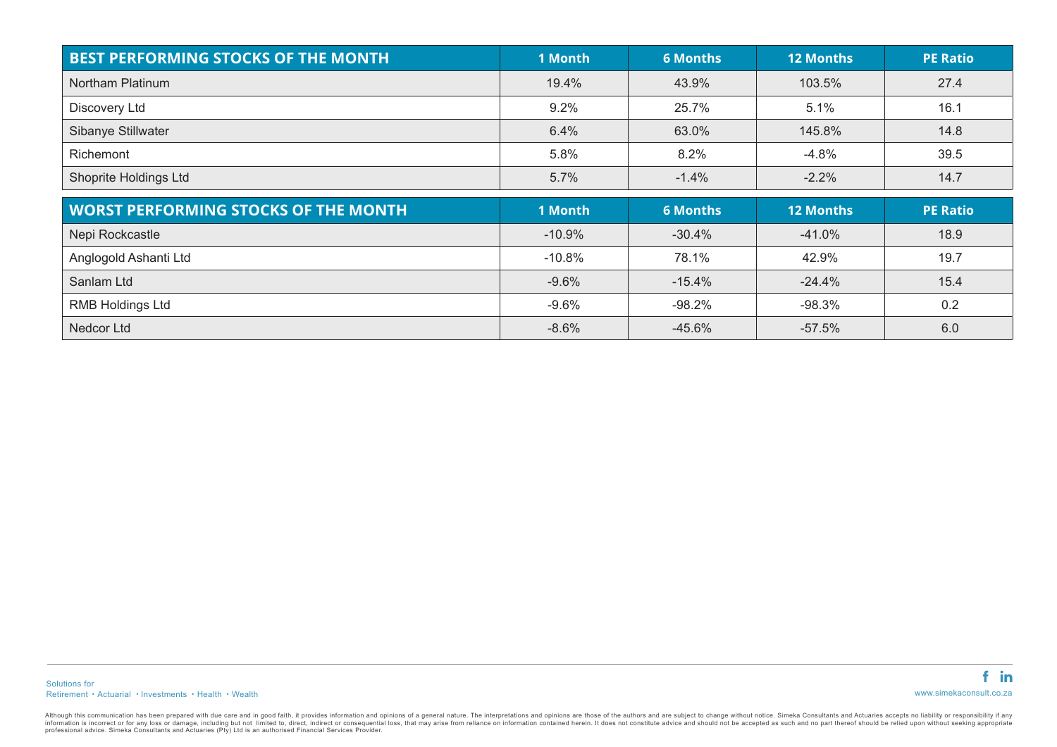| BEST PERFORMING STOCKS OF THE MONTH | 1 Month | 6 Months | 12 Months | PE Ratio |
|---|---|---|---|---|
| Northam Platinum | 19.4% | 43.9% | 103.5% | 27.4 |
| Discovery Ltd | 9.2% | 25.7% | 5.1% | 16.1 |
| Sibanye Stillwater | 6.4% | 63.0% | 145.8% | 14.8 |
| Richemont | 5.8% | 8.2% | -4.8% | 39.5 |
| Shoprite Holdings Ltd | 5.7% | -1.4% | -2.2% | 14.7 |

| WORST PERFORMING STOCKS OF THE MONTH | 1 Month | 6 Months | 12 Months | PE Ratio |
|---|---|---|---|---|
| Nepi Rockcastle | -10.9% | -30.4% | -41.0% | 18.9 |
| Anglogold Ashanti Ltd | -10.8% | 78.1% | 42.9% | 19.7 |
| Sanlam Ltd | -9.6% | -15.4% | -24.4% | 15.4 |
| RMB Holdings Ltd | -9.6% | -98.2% | -98.3% | 0.2 |
| Nedcor Ltd | -8.6% | -45.6% | -57.5% | 6.0 |

Solutions for
Retirement • Actuarial • Investments • Health • Wealth

www.simekaconsult.co.za

Although this communication has been prepared with due care and in good faith, it provides information and opinions of a general nature. The interpretations and opinions are those of the authors and are subject to change without notice. Simeka Consultants and Actuaries accepts no liability or responsibility if any information is incorrect or for any loss or damage, including but not limited to, direct, indirect or consequential loss, that may arise from reliance on information contained herein. It does not constitute advice and should not be accepted as such and no part thereof should be relied upon without seeking appropriate professional advice. Simeka Consultants and Actuaries (Pty) Ltd is an authorised Financial Services Provider.